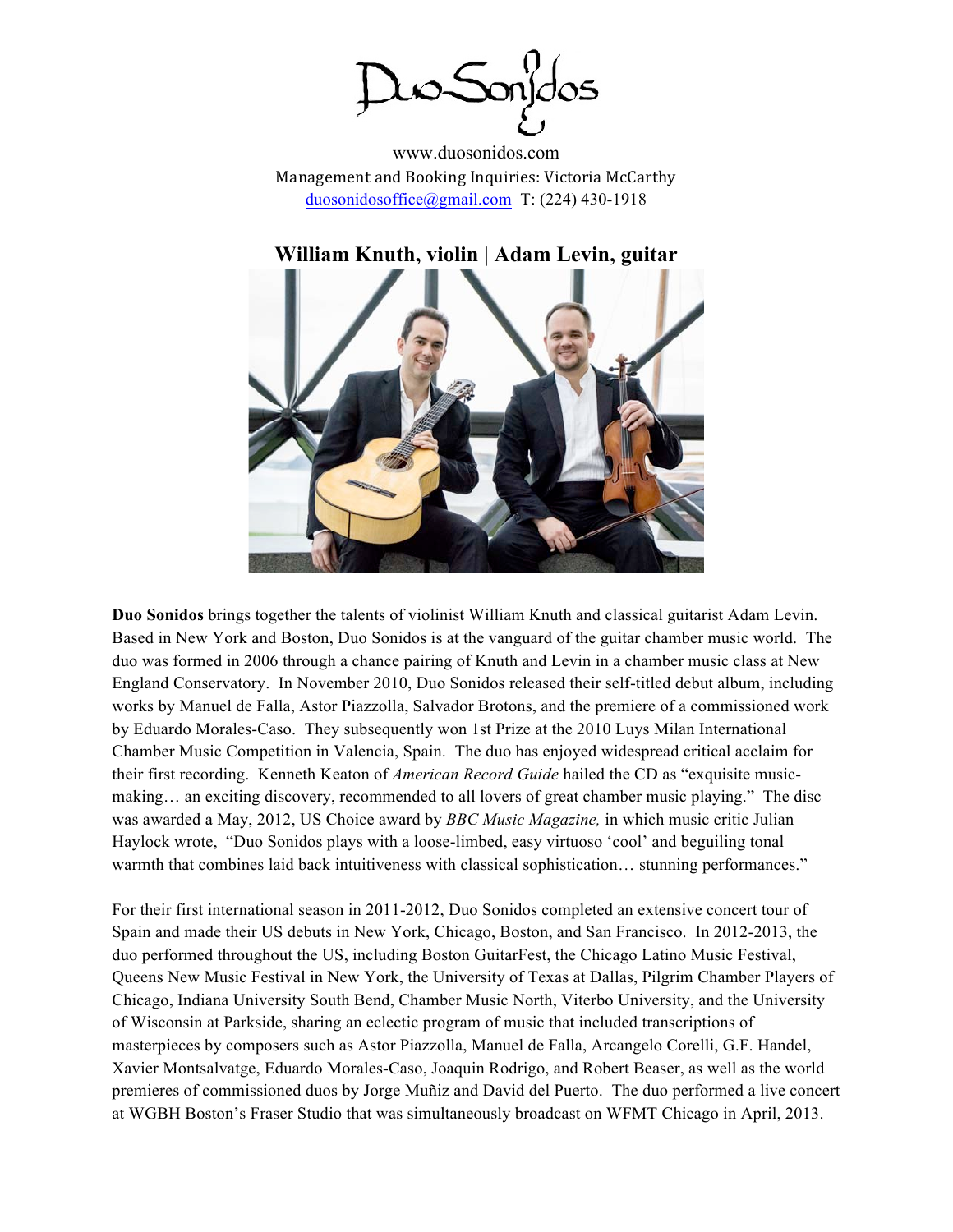# Duo Sonidos

www.duosonidos.com
Management and Booking Inquiries: Victoria McCarthy
duosonidosoffice@gmail.com T: (224) 430-1918

## William Knuth, violin | Adam Levin, guitar

**Duo Sonidos** brings together the talents of violinist William Knuth and classical guitarist Adam Levin. Based in New York and Boston, Duo Sonidos is at the vanguard of the guitar chamber music world. The duo was formed in 2006 through a chance pairing of Knuth and Levin in a chamber music class at New England Conservatory. In November 2010, Duo Sonidos released their self-titled debut album, including works by Manuel de Falla, Astor Piazzolla, Salvador Brotons, and the premiere of a commissioned work by Eduardo Morales-Caso. They subsequently won 1st Prize at the 2010 Luys Milan International Chamber Music Competition in Valencia, Spain. The duo has enjoyed widespread critical acclaim for their first recording. Kenneth Keaton of *American Record Guide* hailed the CD as "exquisite music-making… an exciting discovery, recommended to all lovers of great chamber music playing." The disc was awarded a May, 2012, US Choice award by *BBC Music Magazine,* in which music critic Julian Haylock wrote, "Duo Sonidos plays with a loose-limbed, easy virtuoso 'cool' and beguiling tonal warmth that combines laid back intuitiveness with classical sophistication… stunning performances."

For their first international season in 2011-2012, Duo Sonidos completed an extensive concert tour of Spain and made their US debuts in New York, Chicago, Boston, and San Francisco. In 2012-2013, the duo performed throughout the US, including Boston GuitarFest, the Chicago Latino Music Festival, Queens New Music Festival in New York, the University of Texas at Dallas, Pilgrim Chamber Players of Chicago, Indiana University South Bend, Chamber Music North, Viterbo University, and the University of Wisconsin at Parkside, sharing an eclectic program of music that included transcriptions of masterpieces by composers such as Astor Piazzolla, Manuel de Falla, Arcangelo Corelli, G.F. Handel, Xavier Montsalvatge, Eduardo Morales-Caso, Joaquin Rodrigo, and Robert Beaser, as well as the world premieres of commissioned duos by Jorge Muñiz and David del Puerto. The duo performed a live concert at WGBH Boston's Fraser Studio that was simultaneously broadcast on WFMT Chicago in April, 2013.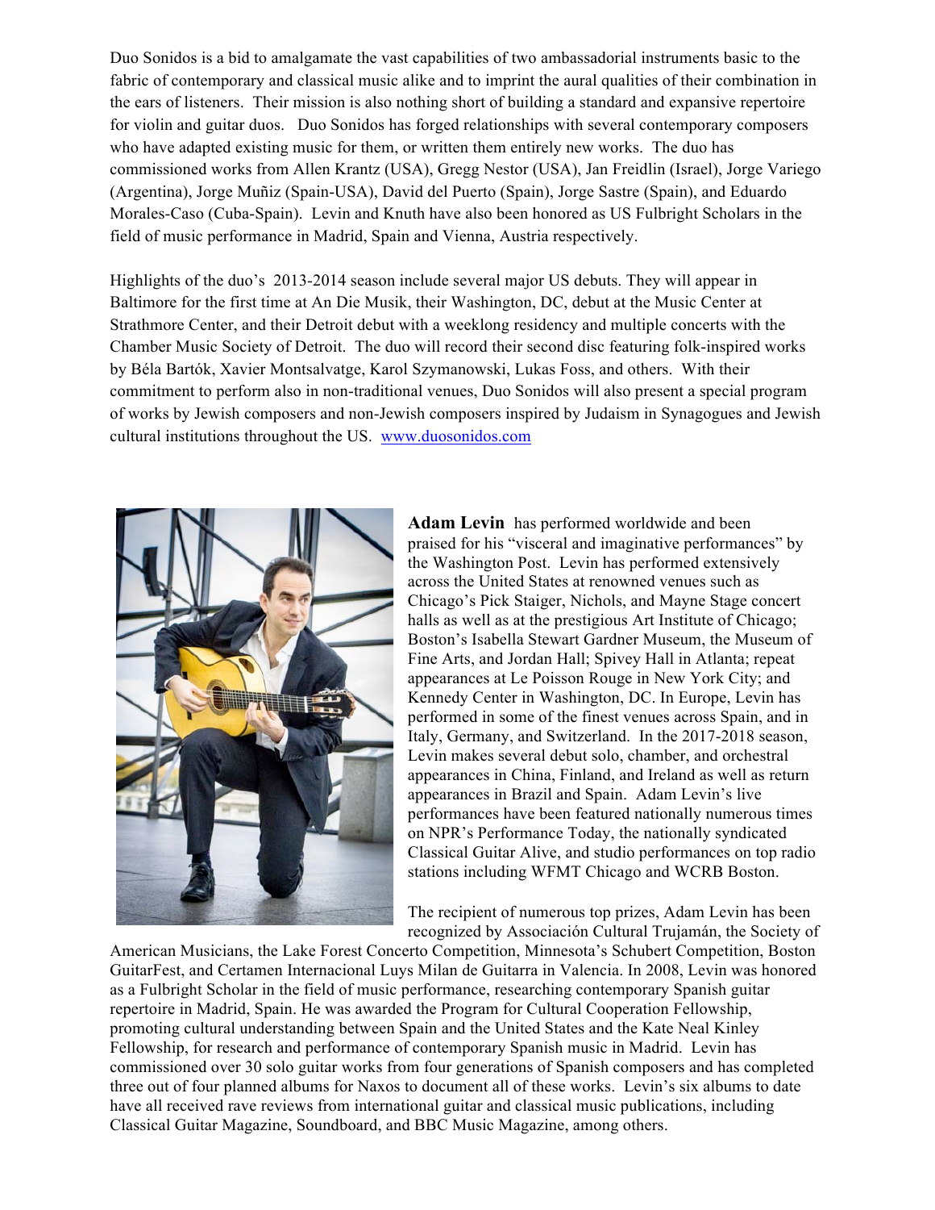Duo Sonidos is a bid to amalgamate the vast capabilities of two ambassadorial instruments basic to the fabric of contemporary and classical music alike and to imprint the aural qualities of their combination in the ears of listeners. Their mission is also nothing short of building a standard and expansive repertoire for violin and guitar duos. Duo Sonidos has forged relationships with several contemporary composers who have adapted existing music for them, or written them entirely new works. The duo has commissioned works from Allen Krantz (USA), Gregg Nestor (USA), Jan Freidlin (Israel), Jorge Variego (Argentina), Jorge Muñiz (Spain-USA), David del Puerto (Spain), Jorge Sastre (Spain), and Eduardo Morales-Caso (Cuba-Spain). Levin and Knuth have also been honored as US Fulbright Scholars in the field of music performance in Madrid, Spain and Vienna, Austria respectively.

Highlights of the duo's 2013-2014 season include several major US debuts. They will appear in Baltimore for the first time at An Die Musik, their Washington, DC, debut at the Music Center at Strathmore Center, and their Detroit debut with a weeklong residency and multiple concerts with the Chamber Music Society of Detroit. The duo will record their second disc featuring folk-inspired works by Béla Bartók, Xavier Montsalvatge, Karol Szymanowski, Lukas Foss, and others. With their commitment to perform also in non-traditional venues, Duo Sonidos will also present a special program of works by Jewish composers and non-Jewish composers inspired by Judaism in Synagogues and Jewish cultural institutions throughout the US. [www.duosonidos.com](http://www.duosonidos.com)

**Adam Levin** has performed worldwide and been praised for his "visceral and imaginative performances" by the Washington Post. Levin has performed extensively across the United States at renowned venues such as Chicago's Pick Staiger, Nichols, and Mayne Stage concert halls as well as at the prestigious Art Institute of Chicago; Boston's Isabella Stewart Gardner Museum, the Museum of Fine Arts, and Jordan Hall; Spivey Hall in Atlanta; repeat appearances at Le Poisson Rouge in New York City; and Kennedy Center in Washington, DC. In Europe, Levin has performed in some of the finest venues across Spain, and in Italy, Germany, and Switzerland. In the 2017-2018 season, Levin makes several debut solo, chamber, and orchestral appearances in China, Finland, and Ireland as well as return appearances in Brazil and Spain. Adam Levin's live performances have been featured nationally numerous times on NPR's Performance Today, the nationally syndicated Classical Guitar Alive, and studio performances on top radio stations including WFMT Chicago and WCRB Boston.

The recipient of numerous top prizes, Adam Levin has been recognized by Associación Cultural Trujamán, the Society of American Musicians, the Lake Forest Concerto Competition, Minnesota's Schubert Competition, Boston GuitarFest, and Certamen Internacional Luys Milan de Guitarra in Valencia. In 2008, Levin was honored as a Fulbright Scholar in the field of music performance, researching contemporary Spanish guitar repertoire in Madrid, Spain. He was awarded the Program for Cultural Cooperation Fellowship, promoting cultural understanding between Spain and the United States and the Kate Neal Kinley Fellowship, for research and performance of contemporary Spanish music in Madrid. Levin has commissioned over 30 solo guitar works from four generations of Spanish composers and has completed three out of four planned albums for Naxos to document all of these works. Levin's six albums to date have all received rave reviews from international guitar and classical music publications, including Classical Guitar Magazine, Soundboard, and BBC Music Magazine, among others.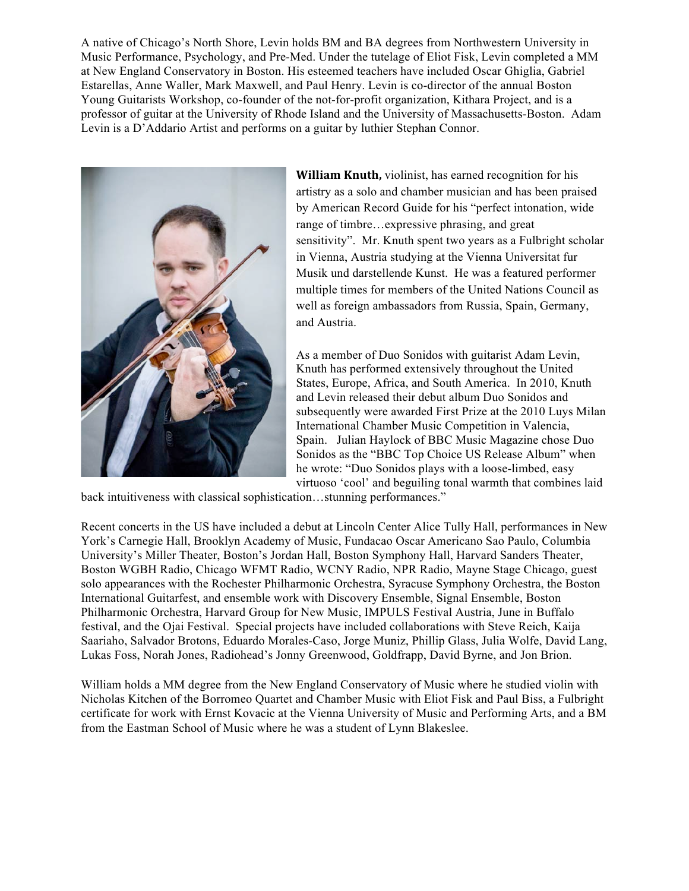A native of Chicago's North Shore, Levin holds BM and BA degrees from Northwestern University in Music Performance, Psychology, and Pre-Med. Under the tutelage of Eliot Fisk, Levin completed a MM at New England Conservatory in Boston. His esteemed teachers have included Oscar Ghiglia, Gabriel Estarellas, Anne Waller, Mark Maxwell, and Paul Henry. Levin is co-director of the annual Boston Young Guitarists Workshop, co-founder of the not-for-profit organization, Kithara Project, and is a professor of guitar at the University of Rhode Island and the University of Massachusetts-Boston. Adam Levin is a D'Addario Artist and performs on a guitar by luthier Stephan Connor.

**William Knuth,** violinist, has earned recognition for his artistry as a solo and chamber musician and has been praised by American Record Guide for his "perfect intonation, wide range of timbre…expressive phrasing, and great sensitivity". Mr. Knuth spent two years as a Fulbright scholar in Vienna, Austria studying at the Vienna Universitat fur Musik und darstellende Kunst. He was a featured performer multiple times for members of the United Nations Council as well as foreign ambassadors from Russia, Spain, Germany, and Austria.

As a member of Duo Sonidos with guitarist Adam Levin, Knuth has performed extensively throughout the United States, Europe, Africa, and South America. In 2010, Knuth and Levin released their debut album Duo Sonidos and subsequently were awarded First Prize at the 2010 Luys Milan International Chamber Music Competition in Valencia, Spain. Julian Haylock of BBC Music Magazine chose Duo Sonidos as the "BBC Top Choice US Release Album" when he wrote: "Duo Sonidos plays with a loose-limbed, easy virtuoso 'cool' and beguiling tonal warmth that combines laid back intuitiveness with classical sophistication…stunning performances."

Recent concerts in the US have included a debut at Lincoln Center Alice Tully Hall, performances in New York's Carnegie Hall, Brooklyn Academy of Music, Fundacao Oscar Americano Sao Paulo, Columbia University's Miller Theater, Boston's Jordan Hall, Boston Symphony Hall, Harvard Sanders Theater, Boston WGBH Radio, Chicago WFMT Radio, WCNY Radio, NPR Radio, Mayne Stage Chicago, guest solo appearances with the Rochester Philharmonic Orchestra, Syracuse Symphony Orchestra, the Boston International Guitarfest, and ensemble work with Discovery Ensemble, Signal Ensemble, Boston Philharmonic Orchestra, Harvard Group for New Music, IMPULS Festival Austria, June in Buffalo festival, and the Ojai Festival. Special projects have included collaborations with Steve Reich, Kaija Saariaho, Salvador Brotons, Eduardo Morales-Caso, Jorge Muniz, Phillip Glass, Julia Wolfe, David Lang, Lukas Foss, Norah Jones, Radiohead's Jonny Greenwood, Goldfrapp, David Byrne, and Jon Brion.

William holds a MM degree from the New England Conservatory of Music where he studied violin with Nicholas Kitchen of the Borromeo Quartet and Chamber Music with Eliot Fisk and Paul Biss, a Fulbright certificate for work with Ernst Kovacic at the Vienna University of Music and Performing Arts, and a BM from the Eastman School of Music where he was a student of Lynn Blakeslee.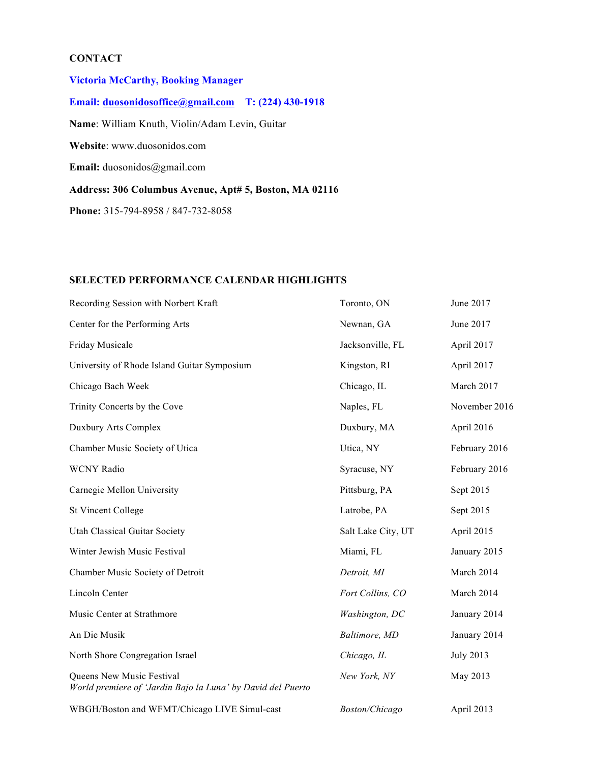**CONTACT**

**Victoria McCarthy, Booking Manager**

**Email: duosonidosoffice@gmail.com    T: (224) 430-1918**

**Name**: William Knuth, Violin/Adam Levin, Guitar

**Website**: www.duosonidos.com

**Email:** duosonidos@gmail.com

**Address: 306 Columbus Avenue, Apt# 5, Boston, MA 02116**

**Phone:** 315-794-8958 / 847-732-8058

**SELECTED PERFORMANCE CALENDAR HIGHLIGHTS**

| | | |
|---|---|---|
| Recording Session with Norbert Kraft | Toronto, ON | June 2017 |
| Center for the Performing Arts | Newnan, GA | June 2017 |
| Friday Musicale | Jacksonville, FL | April 2017 |
| University of Rhode Island Guitar Symposium | Kingston, RI | April 2017 |
| Chicago Bach Week | Chicago, IL | March 2017 |
| Trinity Concerts by the Cove | Naples, FL | November 2016 |
| Duxbury Arts Complex | Duxbury, MA | April 2016 |
| Chamber Music Society of Utica | Utica, NY | February 2016 |
| WCNY Radio | Syracuse, NY | February 2016 |
| Carnegie Mellon University | Pittsburg, PA | Sept 2015 |
| St Vincent College | Latrobe, PA | Sept 2015 |
| Utah Classical Guitar Society | Salt Lake City, UT | April 2015 |
| Winter Jewish Music Festival | Miami, FL | January 2015 |
| Chamber Music Society of Detroit | *Detroit, MI* | March 2014 |
| Lincoln Center | *Fort Collins, CO* | March 2014 |
| Music Center at Strathmore | *Washington, DC* | January 2014 |
| An Die Musik | *Baltimore, MD* | January 2014 |
| North Shore Congregation Israel | *Chicago, IL* | July 2013 |
| Queens New Music Festival<br>*World premiere of 'Jardin Bajo la Luna' by David del Puerto* | *New York, NY* | May 2013 |
| WBGH/Boston and WFMT/Chicago LIVE Simul-cast | *Boston/Chicago* | April 2013 |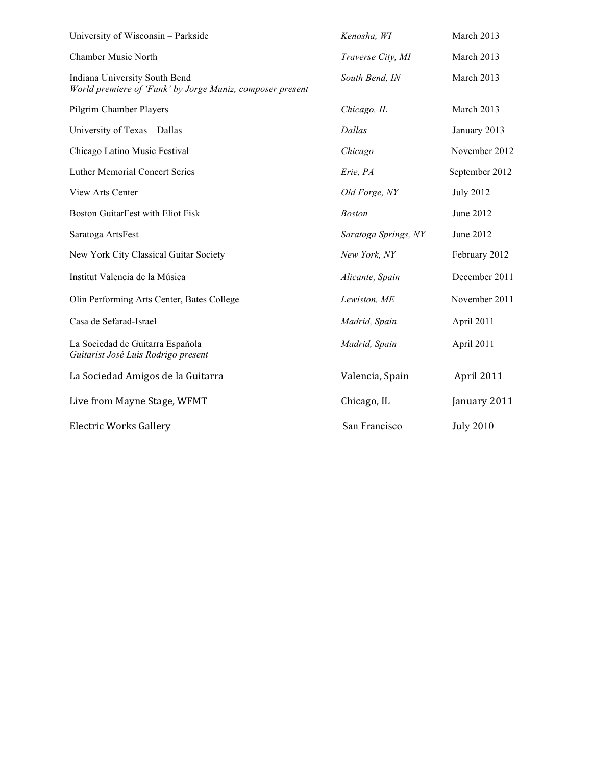| | | |
|---|---|---|
| University of Wisconsin – Parkside | *Kenosha, WI* | March 2013 |
| Chamber Music North | *Traverse City, MI* | March 2013 |
| Indiana University South Bend<br>*World premiere of 'Funk' by Jorge Muniz, composer present* | *South Bend, IN* | March 2013 |
| Pilgrim Chamber Players | *Chicago, IL* | March 2013 |
| University of Texas – Dallas | *Dallas* | January 2013 |
| Chicago Latino Music Festival | *Chicago* | November 2012 |
| Luther Memorial Concert Series | *Erie, PA* | September 2012 |
| View Arts Center | *Old Forge, NY* | July 2012 |
| Boston GuitarFest with Eliot Fisk | *Boston* | June 2012 |
| Saratoga ArtsFest | *Saratoga Springs, NY* | June 2012 |
| New York City Classical Guitar Society | *New York, NY* | February 2012 |
| Institut Valencia de la Música | *Alicante, Spain* | December 2011 |
| Olin Performing Arts Center, Bates College | *Lewiston, ME* | November 2011 |
| Casa de Sefarad-Israel | *Madrid, Spain* | April 2011 |
| La Sociedad de Guitarra Española<br>*Guitarist José Luis Rodrigo present* | *Madrid, Spain* | April 2011 |
| La Sociedad Amigos de la Guitarra | Valencia, Spain | April 2011 |
| Live from Mayne Stage, WFMT | Chicago, IL | January 2011 |
| Electric Works Gallery | San Francisco | July 2010 |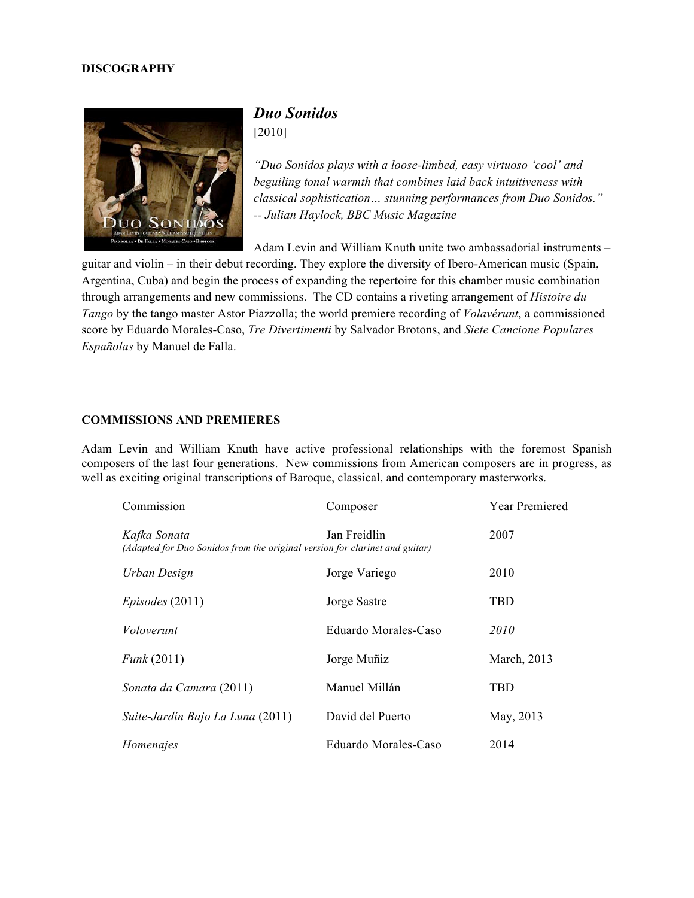**DISCOGRAPHY**

## *Duo Sonidos*

[2010]

*"Duo Sonidos plays with a loose-limbed, easy virtuoso 'cool' and beguiling tonal warmth that combines laid back intuitiveness with classical sophistication… stunning performances from Duo Sonidos." -- Julian Haylock, BBC Music Magazine*

Adam Levin and William Knuth unite two ambassadorial instruments – guitar and violin – in their debut recording. They explore the diversity of Ibero-American music (Spain, Argentina, Cuba) and begin the process of expanding the repertoire for this chamber music combination through arrangements and new commissions. The CD contains a riveting arrangement of *Histoire du Tango* by the tango master Astor Piazzolla; the world premiere recording of *Volavérunt*, a commissioned score by Eduardo Morales-Caso, *Tre Divertimenti* by Salvador Brotons, and *Siete Cancione Populares Españolas* by Manuel de Falla.

**COMMISSIONS AND PREMIERES**

Adam Levin and William Knuth have active professional relationships with the foremost Spanish composers of the last four generations. New commissions from American composers are in progress, as well as exciting original transcriptions of Baroque, classical, and contemporary masterworks.

| Commission | Composer | Year Premiered |
| --- | --- | --- |
| *Kafka Sonata* *(Adapted for Duo Sonidos from the original version for clarinet and guitar)* | Jan Freidlin | 2007 |
| *Urban Design* | Jorge Variego | 2010 |
| *Episodes* (2011) | Jorge Sastre | TBD |
| *Voloverunt* | Eduardo Morales-Caso | *2010* |
| *Funk* (2011) | Jorge Muñiz | March, 2013 |
| *Sonata da Camara* (2011) | Manuel Millán | TBD |
| *Suite-Jardín Bajo La Luna* (2011) | David del Puerto | May, 2013 |
| *Homenajes* | Eduardo Morales-Caso | 2014 |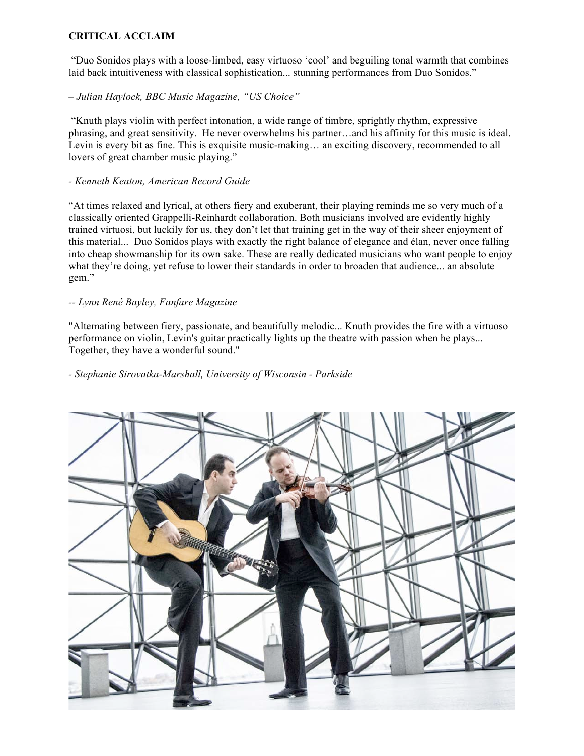**CRITICAL ACCLAIM**

"Duo Sonidos plays with a loose-limbed, easy virtuoso 'cool' and beguiling tonal warmth that combines laid back intuitiveness with classical sophistication... stunning performances from Duo Sonidos."

*– Julian Haylock, BBC Music Magazine, "US Choice"*

"Knuth plays violin with perfect intonation, a wide range of timbre, sprightly rhythm, expressive phrasing, and great sensitivity. He never overwhelms his partner…and his affinity for this music is ideal. Levin is every bit as fine. This is exquisite music-making… an exciting discovery, recommended to all lovers of great chamber music playing."

*- Kenneth Keaton, American Record Guide*

"At times relaxed and lyrical, at others fiery and exuberant, their playing reminds me so very much of a classically oriented Grappelli-Reinhardt collaboration. Both musicians involved are evidently highly trained virtuosi, but luckily for us, they don't let that training get in the way of their sheer enjoyment of this material... Duo Sonidos plays with exactly the right balance of elegance and élan, never once falling into cheap showmanship for its own sake. These are really dedicated musicians who want people to enjoy what they're doing, yet refuse to lower their standards in order to broaden that audience... an absolute gem."

*-- Lynn René Bayley, Fanfare Magazine*

"Alternating between fiery, passionate, and beautifully melodic... Knuth provides the fire with a virtuoso performance on violin, Levin's guitar practically lights up the theatre with passion when he plays... Together, they have a wonderful sound."

*- Stephanie Sirovatka-Marshall, University of Wisconsin - Parkside*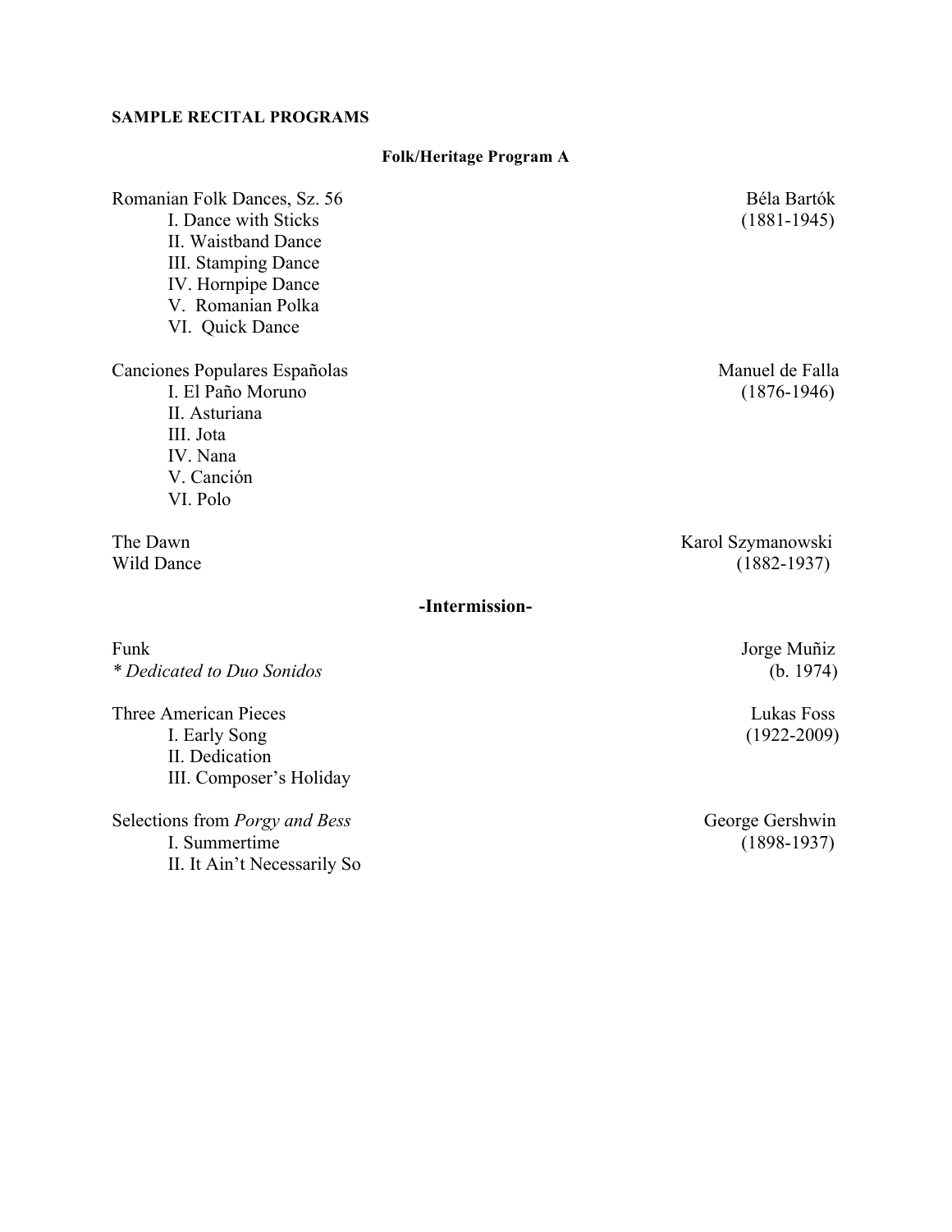**SAMPLE RECITAL PROGRAMS**

**Folk/Heritage Program A**

Romanian Folk Dances, Sz. 56 — Béla Bartók (1881-1945)

- I. Dance with Sticks
- II. Waistband Dance
- III. Stamping Dance
- IV. Hornpipe Dance
- V. Romanian Polka
- VI. Quick Dance

Canciones Populares Españolas — Manuel de Falla (1876-1946)

- I. El Paño Moruno
- II. Asturiana
- III. Jota
- IV. Nana
- V. Canción
- VI. Polo

The Dawn
Wild Dance — Karol Szymanowski (1882-1937)

**-Intermission-**

Funk — Jorge Muñiz (b. 1974)
*\* Dedicated to Duo Sonidos*

Three American Pieces — Lukas Foss (1922-2009)

- I. Early Song
- II. Dedication
- III. Composer's Holiday

Selections from *Porgy and Bess* — George Gershwin (1898-1937)

- I. Summertime
- II. It Ain't Necessarily So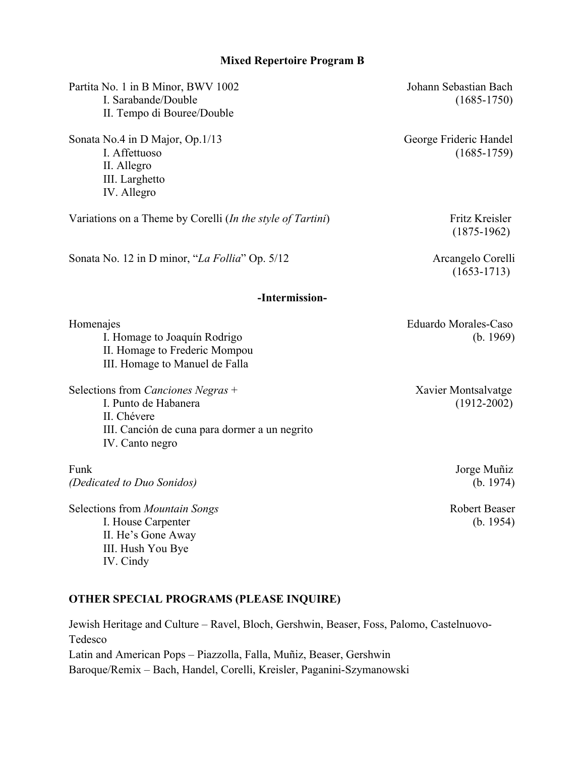## Mixed Repertoire Program B

Partita No. 1 in B Minor, BWV 1002 — Johann Sebastian Bach (1685-1750)

- I. Sarabande/Double
- II. Tempo di Bouree/Double

Sonata No.4 in D Major, Op.1/13 — George Frideric Handel (1685-1759)

- I. Affettuoso
- II. Allegro
- III. Larghetto
- IV. Allegro

Variations on a Theme by Corelli (*In the style of Tartini*) — Fritz Kreisler (1875-1962)

Sonata No. 12 in D minor, "*La Follia*" Op. 5/12 — Arcangelo Corelli (1653-1713)

**-Intermission-**

Homenajes — Eduardo Morales-Caso (b. 1969)

- I. Homage to Joaquín Rodrigo
- II. Homage to Frederic Mompou
- III. Homage to Manuel de Falla

Selections from *Canciones Negras* + — Xavier Montsalvatge (1912-2002)

- I. Punto de Habanera
- II. Chévere
- III. Canción de cuna para dormer a un negrito
- IV. Canto negro

Funk — Jorge Muñiz (b. 1974)
*(Dedicated to Duo Sonidos)*

Selections from *Mountain Songs* — Robert Beaser (b. 1954)

- I. House Carpenter
- II. He's Gone Away
- III. Hush You Bye
- IV. Cindy

### OTHER SPECIAL PROGRAMS (PLEASE INQUIRE)

Jewish Heritage and Culture – Ravel, Bloch, Gershwin, Beaser, Foss, Palomo, Castelnuovo-Tedesco

Latin and American Pops – Piazzolla, Falla, Muñiz, Beaser, Gershwin

Baroque/Remix – Bach, Handel, Corelli, Kreisler, Paganini-Szymanowski